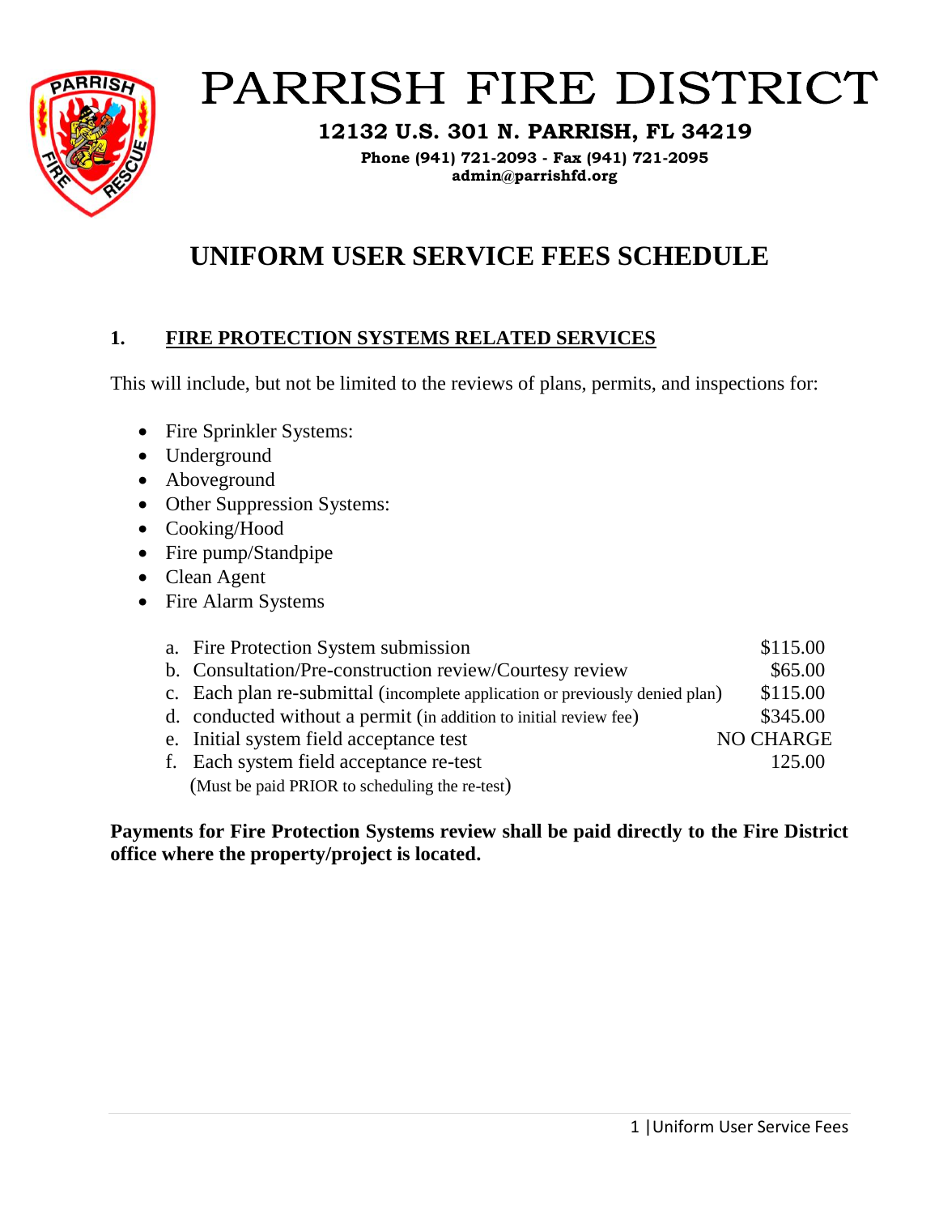# PARRISH FIRE DISTRICT

**12132 U.S. 301 N. PARRISH, FL 34219**

**Phone (941) 721-2093 - Fax (941) 721-2095**
**admin@parrishfd.org**

# UNIFORM USER SERVICE FEES SCHEDULE

## 1. FIRE PROTECTION SYSTEMS RELATED SERVICES

This will include, but not be limited to the reviews of plans, permits, and inspections for:

- Fire Sprinkler Systems:
- Underground
- Aboveground
- Other Suppression Systems:
- Cooking/Hood
- Fire pump/Standpipe
- Clean Agent
- Fire Alarm Systems

| | |
|---|---|
| a. Fire Protection System submission | $115.00 |
| b. Consultation/Pre-construction review/Courtesy review | $65.00 |
| c. Each plan re-submittal (incomplete application or previously denied plan) | $115.00 |
| d. conducted without a permit (in addition to initial review fee) | $345.00 |
| e. Initial system field acceptance test | NO CHARGE |
| f. Each system field acceptance re-test (Must be paid PRIOR to scheduling the re-test) | 125.00 |

**Payments for Fire Protection Systems review shall be paid directly to the Fire District office where the property/project is located.**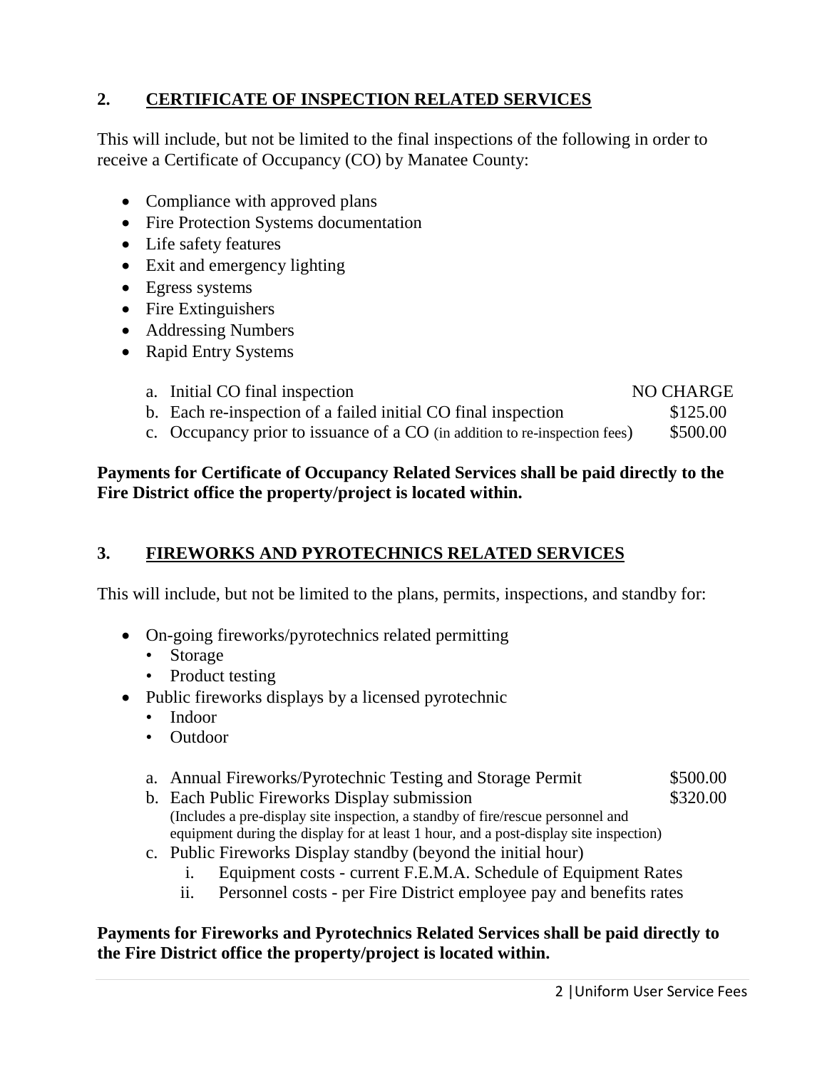## 2. <u>CERTIFICATE OF INSPECTION RELATED SERVICES</u>

This will include, but not be limited to the final inspections of the following in order to receive a Certificate of Occupancy (CO) by Manatee County:

- Compliance with approved plans
- Fire Protection Systems documentation
- Life safety features
- Exit and emergency lighting
- Egress systems
- Fire Extinguishers
- Addressing Numbers
- Rapid Entry Systems

a. Initial CO final inspection — NO CHARGE
b. Each re-inspection of a failed initial CO final inspection — $125.00
c. Occupancy prior to issuance of a CO (in addition to re-inspection fees) — $500.00

**Payments for Certificate of Occupancy Related Services shall be paid directly to the Fire District office the property/project is located within.**

## 3. <u>FIREWORKS AND PYROTECHNICS RELATED SERVICES</u>

This will include, but not be limited to the plans, permits, inspections, and standby for:

- On-going fireworks/pyrotechnics related permitting
  - Storage
  - Product testing
- Public fireworks displays by a licensed pyrotechnic
  - Indoor
  - Outdoor

a. Annual Fireworks/Pyrotechnic Testing and Storage Permit — $500.00
b. Each Public Fireworks Display submission — $320.00
   (Includes a pre-display site inspection, a standby of fire/rescue personnel and equipment during the display for at least 1 hour, and a post-display site inspection)
c. Public Fireworks Display standby (beyond the initial hour)
   i. Equipment costs - current F.E.M.A. Schedule of Equipment Rates
   ii. Personnel costs - per Fire District employee pay and benefits rates

**Payments for Fireworks and Pyrotechnics Related Services shall be paid directly to the Fire District office the property/project is located within.**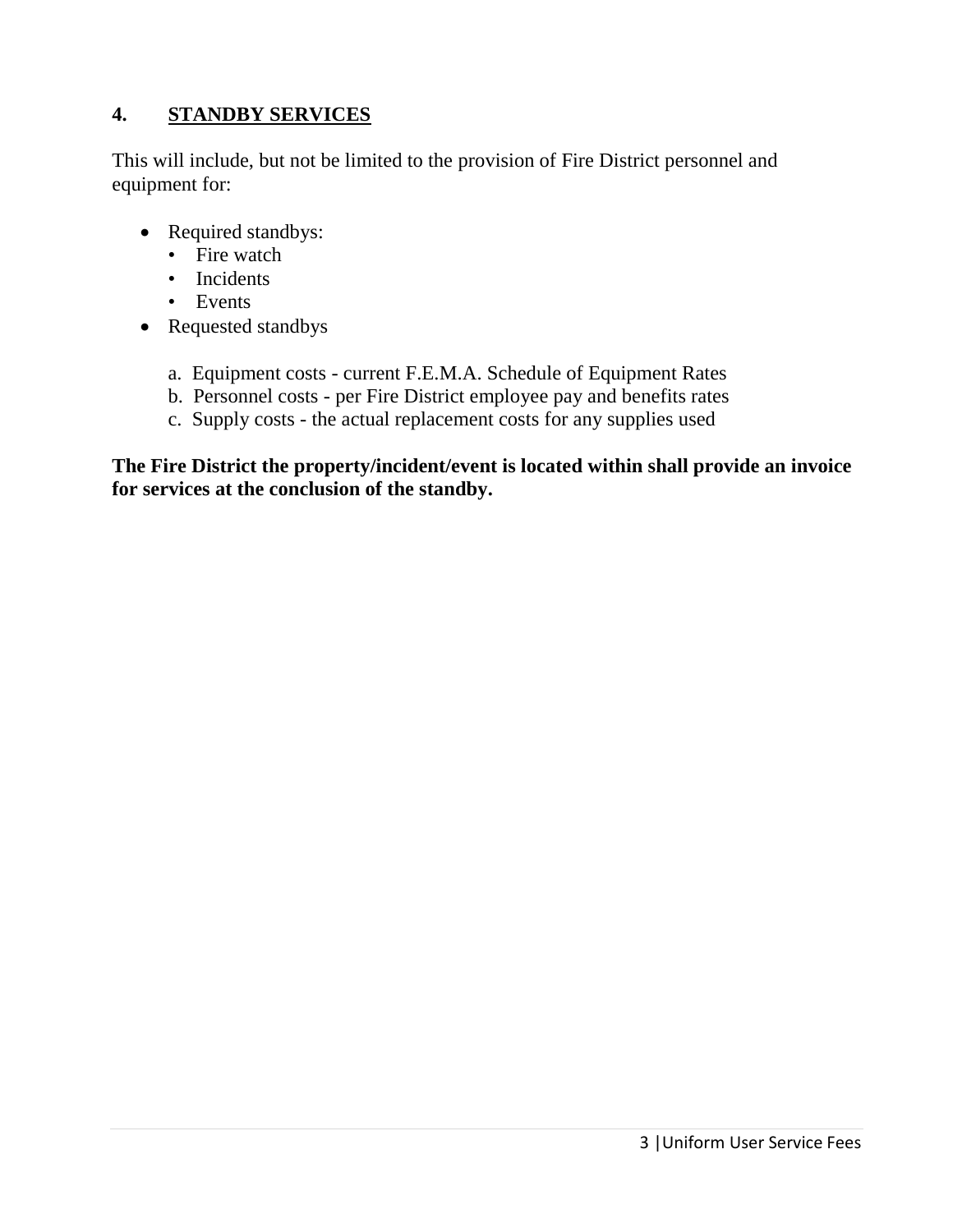## 4. STANDBY SERVICES

This will include, but not be limited to the provision of Fire District personnel and equipment for:

- Required standbys:
  - Fire watch
  - Incidents
  - Events
- Requested standbys

  a. Equipment costs - current F.E.M.A. Schedule of Equipment Rates
  b. Personnel costs - per Fire District employee pay and benefits rates
  c. Supply costs - the actual replacement costs for any supplies used

**The Fire District the property/incident/event is located within shall provide an invoice for services at the conclusion of the standby.**